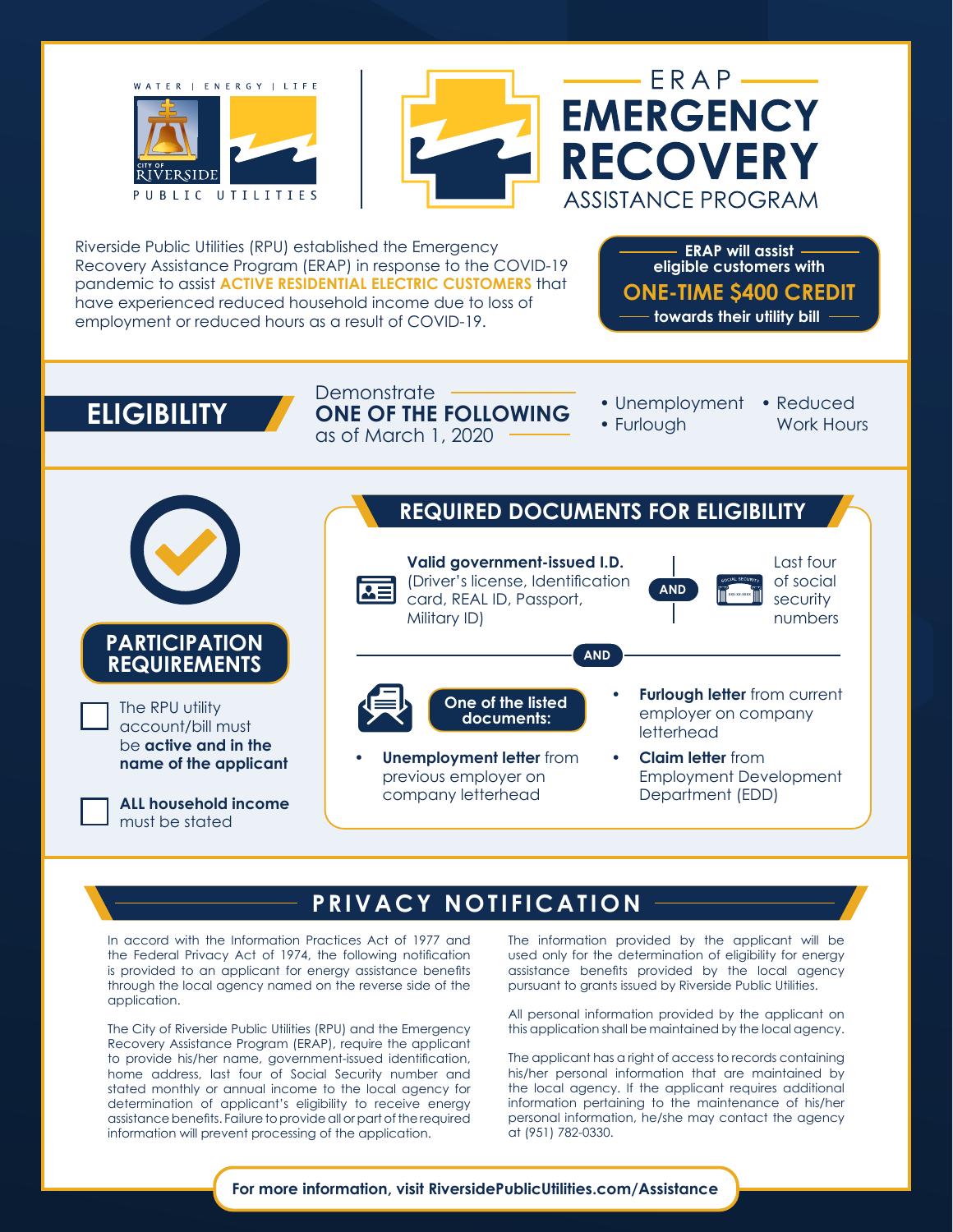WATER | ENERGY | LIFE

CITY OF RIVERSIDE

PUBLIC UTILITIES

# ERAP EMERGENCY RECOVERY ASSISTANCE PROGRAM

Riverside Public Utilities (RPU) established the Emergency Recovery Assistance Program (ERAP) in response to the COVID-19 pandemic to assist **ACTIVE RESIDENTIAL ELECTRIC CUSTOMERS** that have experienced reduced household income due to loss of employment or reduced hours as a result of COVID-19.

**ERAP will assist eligible customers with**
**ONE-TIME $400 CREDIT**
**towards their utility bill**

## ELIGIBILITY

Demonstrate **ONE OF THE FOLLOWING** as of March 1, 2020

- Unemployment
- Furlough
- Reduced Work Hours

## PARTICIPATION REQUIREMENTS

- [ ] The RPU utility account/bill must be **active and in the name of the applicant**
- [ ] **ALL household income** must be stated

## REQUIRED DOCUMENTS FOR ELIGIBILITY

**Valid government-issued I.D.** (Driver's license, Identification card, REAL ID, Passport, Military ID)

**AND**

Last four of social security numbers

**AND**

**One of the listed documents:**

- **Unemployment letter** from previous employer on company letterhead
- **Furlough letter** from current employer on company letterhead
- **Claim letter** from Employment Development Department (EDD)

## PRIVACY NOTIFICATION

In accord with the Information Practices Act of 1977 and the Federal Privacy Act of 1974, the following notification is provided to an applicant for energy assistance benefits through the local agency named on the reverse side of the application.

The City of Riverside Public Utilities (RPU) and the Emergency Recovery Assistance Program (ERAP), require the applicant to provide his/her name, government-issued identification, home address, last four of Social Security number and stated monthly or annual income to the local agency for determination of applicant's eligibility to receive energy assistance benefits. Failure to provide all or part of the required information will prevent processing of the application.

The information provided by the applicant will be used only for the determination of eligibility for energy assistance benefits provided by the local agency pursuant to grants issued by Riverside Public Utilities.

All personal information provided by the applicant on this application shall be maintained by the local agency.

The applicant has a right of access to records containing his/her personal information that are maintained by the local agency. If the applicant requires additional information pertaining to the maintenance of his/her personal information, he/she may contact the agency at (951) 782-0330.

**For more information, visit RiversidePublicUtilities.com/Assistance**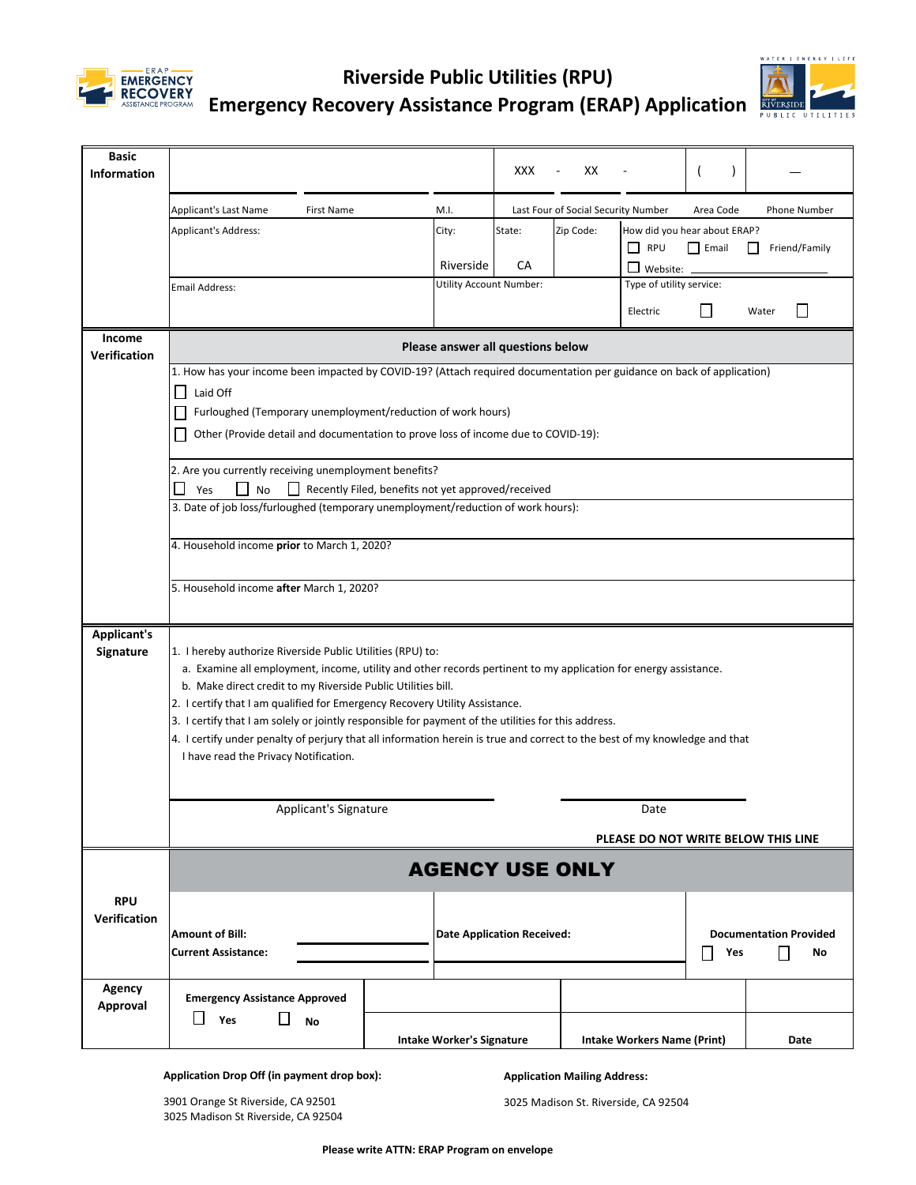# Riverside Public Utilities (RPU)
# Emergency Recovery Assistance Program (ERAP) Application

## Basic Information

| | | | | | |
|---|---|---|---|---|---|
| Applicant's Last Name | First Name | M.I. | Last Four of Social Security Number: XXX - XX - | Area Code: ( ) | Phone Number: — |
| Applicant's Address: | City: Riverside | State: CA | Zip Code: | How did you hear about ERAP? ☐ RPU ☐ Email ☐ Friend/Family ☐ Website: | |
| Email Address: | Utility Account Number: | | | Type of utility service: Electric ☐ Water ☐ | |

## Income Verification

**Please answer all questions below**

1. How has your income been impacted by COVID-19? (Attach required documentation per guidance on back of application)
   - ☐ Laid Off
   - ☐ Furloughed (Temporary unemployment/reduction of work hours)
   - ☐ Other (Provide detail and documentation to prove loss of income due to COVID-19):

2. Are you currently receiving unemployment benefits?
   ☐ Yes ☐ No ☐ Recently Filed, benefits not yet approved/received

3. Date of job loss/furloughed (temporary unemployment/reduction of work hours):

4. Household income **prior** to March 1, 2020?

5. Household income **after** March 1, 2020?

## Applicant's Signature

1. I hereby authorize Riverside Public Utilities (RPU) to:
   a. Examine all employment, income, utility and other records pertinent to my application for energy assistance.
   b. Make direct credit to my Riverside Public Utilities bill.
2. I certify that I am qualified for Emergency Recovery Utility Assistance.
3. I certify that I am solely or jointly responsible for payment of the utilities for this address.
4. I certify under penalty of perjury that all information herein is true and correct to the best of my knowledge and that I have read the Privacy Notification.

Applicant's Signature ____________________ Date ____________________

**PLEASE DO NOT WRITE BELOW THIS LINE**

## AGENCY USE ONLY

**RPU Verification**

| | | |
|---|---|---|
| **Amount of Bill:** | **Date Application Received:** | **Documentation Provided** |
| **Current Assistance:** | | ☐ **Yes** ☐ **No** |

**Agency Approval**

| **Emergency Assistance Approved** | | | |
|---|---|---|---|
| ☐ **Yes** ☐ **No** | **Intake Worker's Signature** | **Intake Workers Name (Print)** | **Date** |

**Application Drop Off (in payment drop box):**

3901 Orange St Riverside, CA 92501
3025 Madison St Riverside, CA 92504

**Application Mailing Address:**

3025 Madison St. Riverside, CA 92504

**Please write ATTN: ERAP Program on envelope**